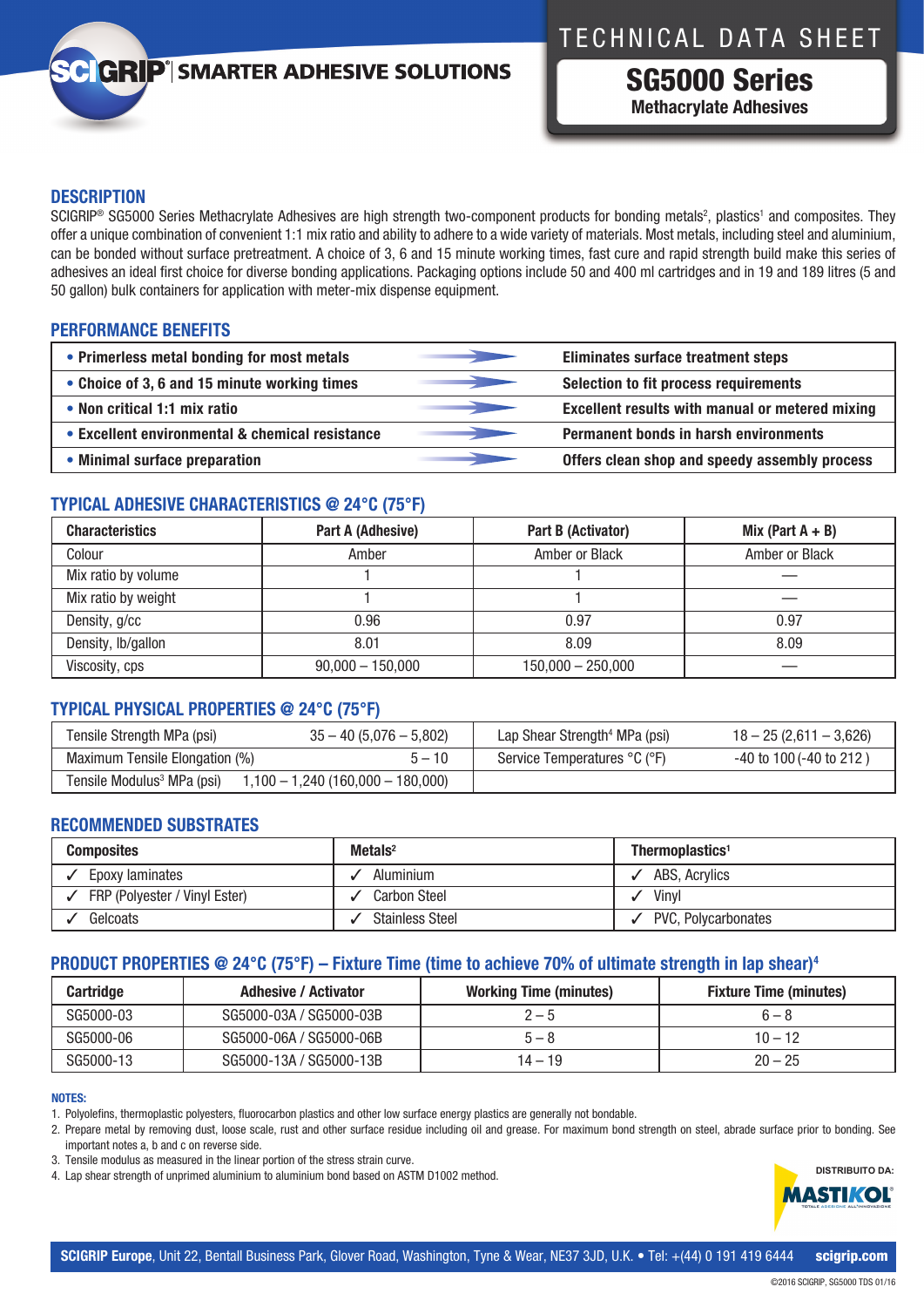# TECHNICAL DATA SHEET

## SG5000 Series

**Methacrylate Adhesives**

SCIGRIP® | SMARTER ADHESIVE SOLUTIONS

## DESCRIPTION

SCIGRIP® SG5000 Series Methacrylate Adhesives are high strength two-component products for bonding metals[2], plastics[1] and composites. They offer a unique combination of convenient 1:1 mix ratio and ability to adhere to a wide variety of materials. Most metals, including steel and aluminium, can be bonded without surface pretreatment. A choice of 3, 6 and 15 minute working times, fast cure and rapid strength build make this series of adhesives an ideal first choice for diverse bonding applications. Packaging options include 50 and 400 ml cartridges and in 19 and 189 litres (5 and 50 gallon) bulk containers for application with meter-mix dispense equipment.

## PERFORMANCE BENEFITS

| Benefit | Result |
|---|---|
| • Primerless metal bonding for most metals | Eliminates surface treatment steps |
| • Choice of 3, 6 and 15 minute working times | Selection to fit process requirements |
| • Non critical 1:1 mix ratio | Excellent results with manual or metered mixing |
| • Excellent environmental & chemical resistance | Permanent bonds in harsh environments |
| • Minimal surface preparation | Offers clean shop and speedy assembly process |

## TYPICAL ADHESIVE CHARACTERISTICS @ 24°C (75°F)

| Characteristics | Part A (Adhesive) | Part B (Activator) | Mix (Part A + B) |
|---|---|---|---|
| Colour | Amber | Amber or Black | Amber or Black |
| Mix ratio by volume | 1 | 1 | — |
| Mix ratio by weight | 1 | 1 | — |
| Density, g/cc | 0.96 | 0.97 | 0.97 |
| Density, lb/gallon | 8.01 | 8.09 | 8.09 |
| Viscosity, cps | 90,000 – 150,000 | 150,000 – 250,000 | — |

## TYPICAL PHYSICAL PROPERTIES @ 24°C (75°F)

| Property | Value | Property | Value |
|---|---|---|---|
| Tensile Strength MPa (psi) | 35 – 40 (5,076 – 5,802) | Lap Shear Strength[4] MPa (psi) | 18 – 25 (2,611 – 3,626) |
| Maximum Tensile Elongation (%) | 5 – 10 | Service Temperatures °C (°F) | -40 to 100 (-40 to 212 ) |
| Tensile Modulus[3] MPa (psi) | 1,100 – 1,240 (160,000 – 180,000) | | |

## RECOMMENDED SUBSTRATES

| Composites | Metals[2] | Thermoplastics[1] |
|---|---|---|
| ✓ Epoxy laminates | ✓ Aluminium | ✓ ABS, Acrylics |
| ✓ FRP (Polyester / Vinyl Ester) | ✓ Carbon Steel | ✓ Vinyl |
| ✓ Gelcoats | ✓ Stainless Steel | ✓ PVC, Polycarbonates |

## PRODUCT PROPERTIES @ 24°C (75°F) – Fixture Time (time to achieve 70% of ultimate strength in lap shear)[4]

| Cartridge | Adhesive / Activator | Working Time (minutes) | Fixture Time (minutes) |
|---|---|---|---|
| SG5000-03 | SG5000-03A / SG5000-03B | 2 – 5 | 6 – 8 |
| SG5000-06 | SG5000-06A / SG5000-06B | 5 – 8 | 10 – 12 |
| SG5000-13 | SG5000-13A / SG5000-13B | 14 – 19 | 20 – 25 |

**NOTES:**

1. Polyolefins, thermoplastic polyesters, fluorocarbon plastics and other low surface energy plastics are generally not bondable.
2. Prepare metal by removing dust, loose scale, rust and other surface residue including oil and grease. For maximum bond strength on steel, abrade surface prior to bonding. See important notes a, b and c on reverse side.
3. Tensile modulus as measured in the linear portion of the stress strain curve.
4. Lap shear strength of unprimed aluminium to aluminium bond based on ASTM D1002 method.

DISTRIBUITO DA: MASTIKOL

**SCIGRIP Europe**, Unit 22, Bentall Business Park, Glover Road, Washington, Tyne & Wear, NE37 3JD, U.K. • Tel: +(44) 0 191 419 6444 **scigrip.com**

©2016 SCIGRIP, SG5000 TDS 01/16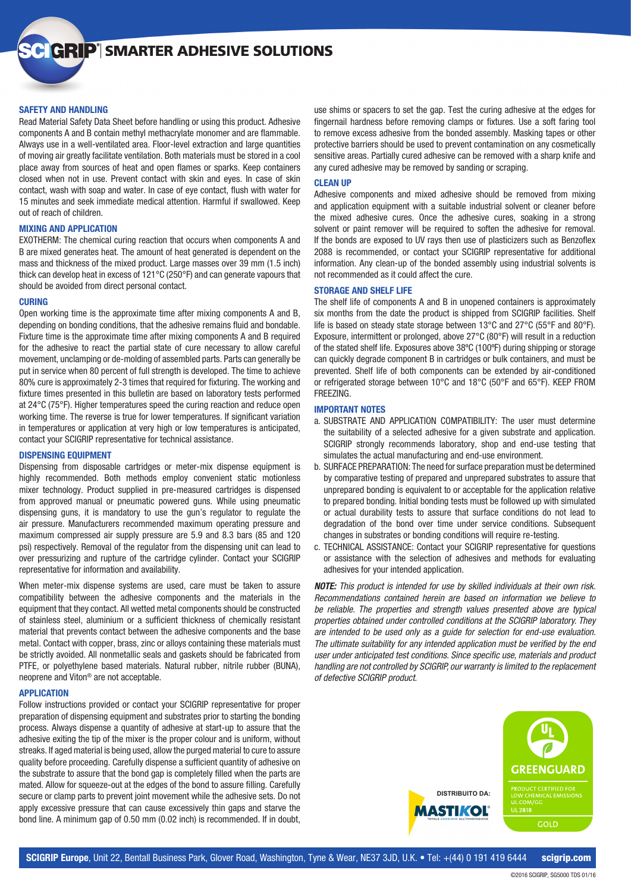## SAFETY AND HANDLING

Read Material Safety Data Sheet before handling or using this product. Adhesive components A and B contain methyl methacrylate monomer and are flammable. Always use in a well-ventilated area. Floor-level extraction and large quantities of moving air greatly facilitate ventilation. Both materials must be stored in a cool place away from sources of heat and open flames or sparks. Keep containers closed when not in use. Prevent contact with skin and eyes. In case of skin contact, wash with soap and water. In case of eye contact, flush with water for 15 minutes and seek immediate medical attention. Harmful if swallowed. Keep out of reach of children.

## MIXING AND APPLICATION

EXOTHERM: The chemical curing reaction that occurs when components A and B are mixed generates heat. The amount of heat generated is dependent on the mass and thickness of the mixed product. Large masses over 39 mm (1.5 inch) thick can develop heat in excess of 121°C (250°F) and can generate vapours that should be avoided from direct personal contact.

## CURING

Open working time is the approximate time after mixing components A and B, depending on bonding conditions, that the adhesive remains fluid and bondable. Fixture time is the approximate time after mixing components A and B required for the adhesive to react the partial state of cure necessary to allow careful movement, unclamping or de-molding of assembled parts. Parts can generally be put in service when 80 percent of full strength is developed. The time to achieve 80% cure is approximately 2-3 times that required for fixturing. The working and fixture times presented in this bulletin are based on laboratory tests performed at 24°C (75°F). Higher temperatures speed the curing reaction and reduce open working time. The reverse is true for lower temperatures. If significant variation in temperatures or application at very high or low temperatures is anticipated, contact your SCIGRIP representative for technical assistance.

## DISPENSING EQUIPMENT

Dispensing from disposable cartridges or meter-mix dispense equipment is highly recommended. Both methods employ convenient static motionless mixer technology. Product supplied in pre-measured cartridges is dispensed from approved manual or pneumatic powered guns. While using pneumatic dispensing guns, it is mandatory to use the gun's regulator to regulate the air pressure. Manufacturers recommended maximum operating pressure and maximum compressed air supply pressure are 5.9 and 8.3 bars (85 and 120 psi) respectively. Removal of the regulator from the dispensing unit can lead to over pressurizing and rupture of the cartridge cylinder. Contact your SCIGRIP representative for information and availability.

When meter-mix dispense systems are used, care must be taken to assure compatibility between the adhesive components and the materials in the equipment that they contact. All wetted metal components should be constructed of stainless steel, aluminium or a sufficient thickness of chemically resistant material that prevents contact between the adhesive components and the base metal. Contact with copper, brass, zinc or alloys containing these materials must be strictly avoided. All nonmetallic seals and gaskets should be fabricated from PTFE, or polyethylene based materials. Natural rubber, nitrile rubber (BUNA), neoprene and Viton® are not acceptable.

## APPLICATION

Follow instructions provided or contact your SCIGRIP representative for proper preparation of dispensing equipment and substrates prior to starting the bonding process. Always dispense a quantity of adhesive at start-up to assure that the adhesive exiting the tip of the mixer is the proper colour and is uniform, without streaks. If aged material is being used, allow the purged material to cure to assure quality before proceeding. Carefully dispense a sufficient quantity of adhesive on the substrate to assure that the bond gap is completely filled when the parts are mated. Allow for squeeze-out at the edges of the bond to assure filling. Carefully secure or clamp parts to prevent joint movement while the adhesive sets. Do not apply excessive pressure that can cause excessively thin gaps and starve the bond line. A minimum gap of 0.50 mm (0.02 inch) is recommended. If in doubt, use shims or spacers to set the gap. Test the curing adhesive at the edges for fingernail hardness before removing clamps or fixtures. Use a soft faring tool to remove excess adhesive from the bonded assembly. Masking tapes or other protective barriers should be used to prevent contamination on any cosmetically sensitive areas. Partially cured adhesive can be removed with a sharp knife and any cured adhesive may be removed by sanding or scraping.

## CLEAN UP

Adhesive components and mixed adhesive should be removed from mixing and application equipment with a suitable industrial solvent or cleaner before the mixed adhesive cures. Once the adhesive cures, soaking in a strong solvent or paint remover will be required to soften the adhesive for removal. If the bonds are exposed to UV rays then use of plasticizers such as Benzoflex 2088 is recommended, or contact your SCIGRIP representative for additional information. Any clean-up of the bonded assembly using industrial solvents is not recommended as it could affect the cure.

## STORAGE AND SHELF LIFE

The shelf life of components A and B in unopened containers is approximately six months from the date the product is shipped from SCIGRIP facilities. Shelf life is based on steady state storage between 13°C and 27°C (55°F and 80°F). Exposure, intermittent or prolonged, above 27°C (80°F) will result in a reduction of the stated shelf life. Exposures above 38ºC (100ºF) during shipping or storage can quickly degrade component B in cartridges or bulk containers, and must be prevented. Shelf life of both components can be extended by air-conditioned or refrigerated storage between 10°C and 18°C (50°F and 65°F). KEEP FROM FREEZING.

## IMPORTANT NOTES

a. SUBSTRATE AND APPLICATION COMPATIBILITY: The user must determine the suitability of a selected adhesive for a given substrate and application. SCIGRIP strongly recommends laboratory, shop and end-use testing that simulates the actual manufacturing and end-use environment.

b. SURFACE PREPARATION: The need for surface preparation must be determined by comparative testing of prepared and unprepared substrates to assure that unprepared bonding is equivalent to or acceptable for the application relative to prepared bonding. Initial bonding tests must be followed up with simulated or actual durability tests to assure that surface conditions do not lead to degradation of the bond over time under service conditions. Subsequent changes in substrates or bonding conditions will require re-testing.

c. TECHNICAL ASSISTANCE: Contact your SCIGRIP representative for questions or assistance with the selection of adhesives and methods for evaluating adhesives for your intended application.

***NOTE:*** *This product is intended for use by skilled individuals at their own risk. Recommendations contained herein are based on information we believe to be reliable. The properties and strength values presented above are typical properties obtained under controlled conditions at the SCIGRIP laboratory. They are intended to be used only as a guide for selection for end-use evaluation. The ultimate suitability for any intended application must be verified by the end user under anticipated test conditions. Since specific use, materials and product handling are not controlled by SCIGRIP, our warranty is limited to the replacement of defective SCIGRIP product.*

DISTRIBUITO DA: MASTIKOL

GREENGUARD — PRODUCT CERTIFIED FOR LOW CHEMICAL EMISSIONS UL.COM/GG UL 2818 — GOLD

**SCIGRIP Europe**, Unit 22, Bentall Business Park, Glover Road, Washington, Tyne & Wear, NE37 3JD, U.K. • Tel: +(44) 0 191 419 6444 **scigrip.com**

©2016 SCIGRIP, SG5000 TDS 01/16